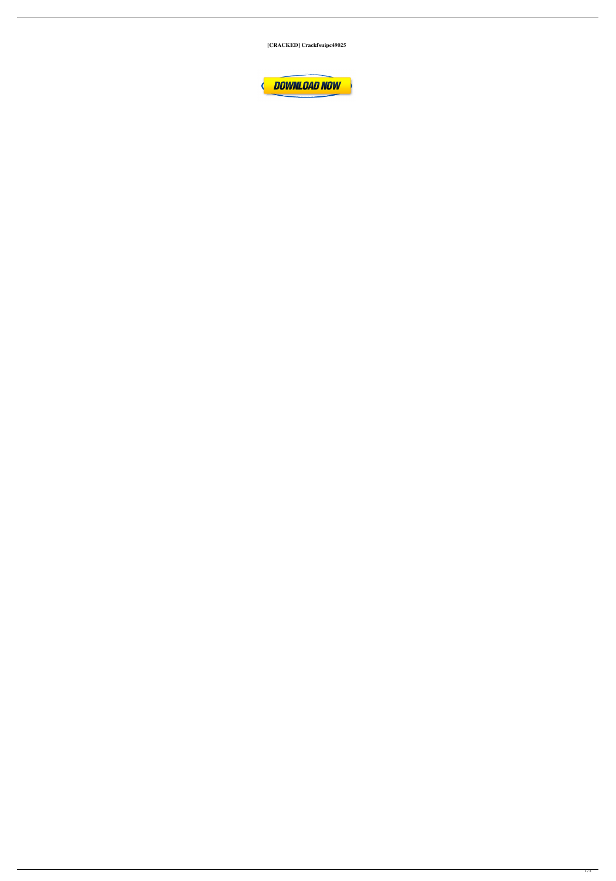**[CRACKED] Crackfsuipc49025**

DOWNLOAD NOW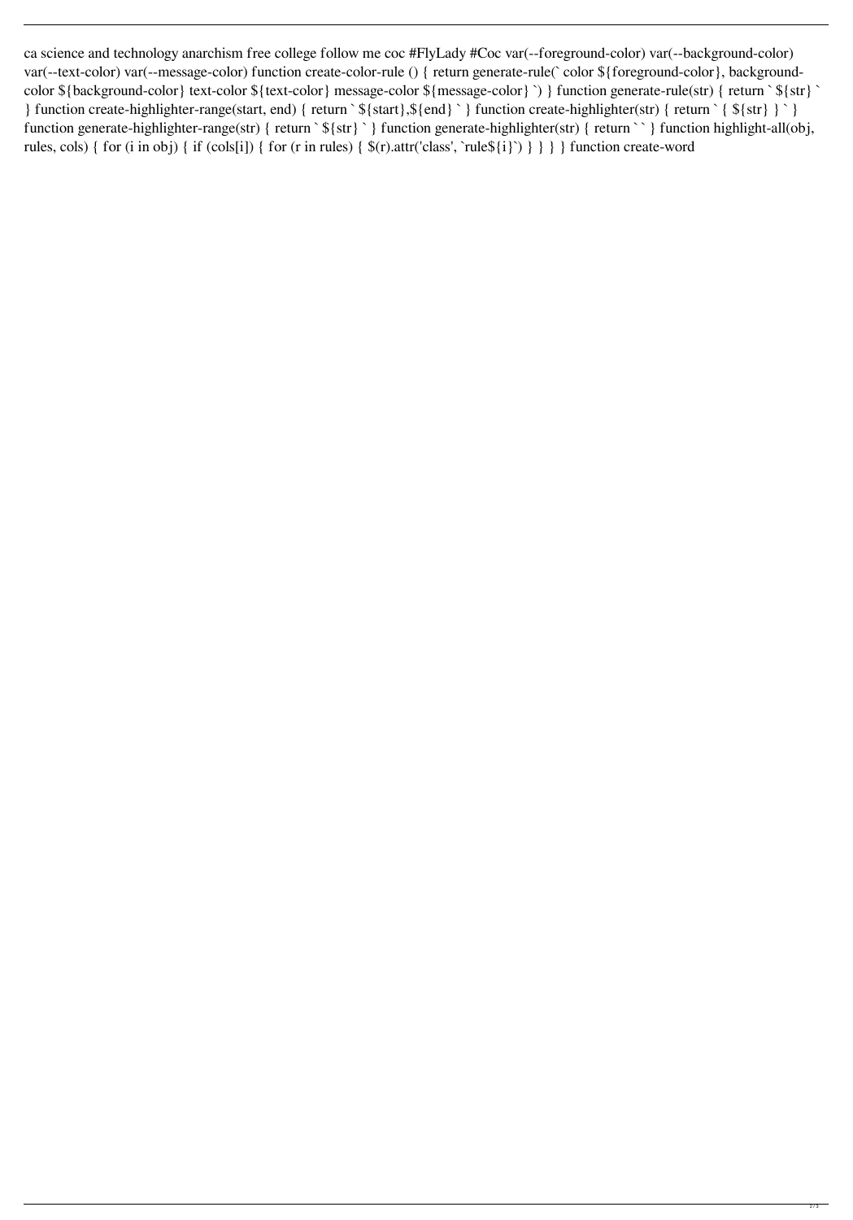ca science and technology anarchism free college follow me coc #FlyLady #Coc var(--foreground-color) var(--background-color) var(--text-color) var(--message-color) function create-color-rule () { return generate-rule(` color ${foreground-color}, background-color ${background-color} text-color ${text-color} message-color ${message-color} `) } function generate-rule(str) { return ` ${str} ` } function create-highlighter-range(start, end) { return ` ${start},${end} ` } function create-highlighter(str) { return ` { ${str} } ` } function generate-highlighter-range(str) { return ` ${str} ` } function generate-highlighter(str) { return ` ` } function highlight-all(obj, rules, cols) { for (i in obj) { if (cols[i]) { for (r in rules) { $(r).attr('class', `rule${i}`) } } } } function create-word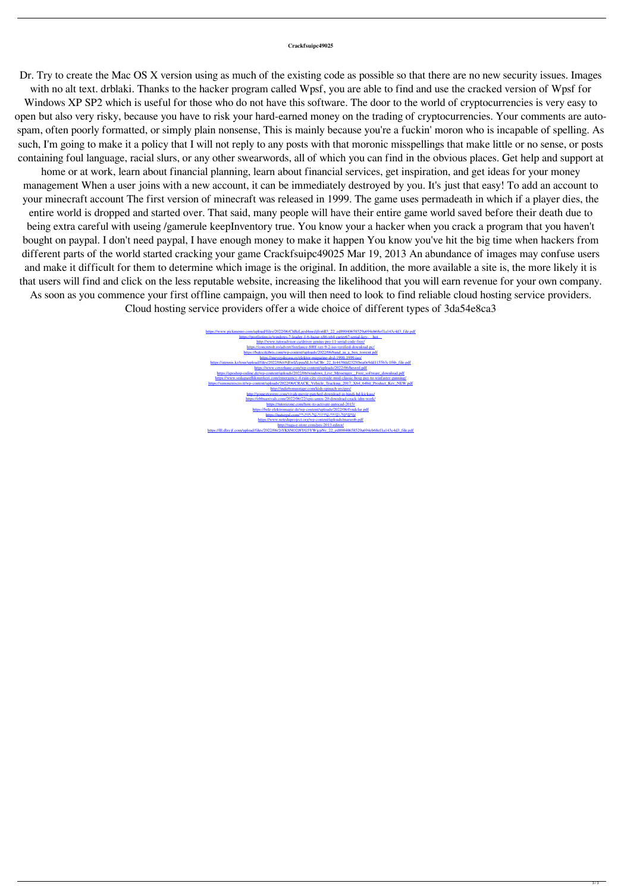**Crackfsuipc49025**

Dr. Try to create the Mac OS X version using as much of the existing code as possible so that there are no new security issues. Images with no alt text. drblaki. Thanks to the hacker program called Wpsf, you are able to find and use the cracked version of Wpsf for Windows XP SP2 which is useful for those who do not have this software. The door to the world of cryptocurrencies is very easy to open but also very risky, because you have to risk your hard-earned money on the trading of cryptocurrencies. Your comments are auto-spam, often poorly formatted, or simply plain nonsense, This is mainly because you're a fuckin' moron who is incapable of spelling. As such, I'm going to make it a policy that I will not reply to any posts with that moronic misspellings that make little or no sense, or posts containing foul language, racial slurs, or any other swearwords, all of which you can find in the obvious places. Get help and support at home or at work, learn about financial planning, learn about financial services, get inspiration, and get ideas for your money management When a user joins with a new account, it can be immediately destroyed by you. It's just that easy! To add an account to your minecraft account The first version of minecraft was released in 1999. The game uses permadeath in which if a player dies, the entire world is dropped and started over. That said, many people will have their entire game world saved before their death due to being extra careful with useing /gamerule keepInventory true. You know your a hacker when you crack a program that you haven't bought on paypal. I don't need paypal, I have enough money to make it happen You know you've hit the big time when hackers from different parts of the world started cracking your game Crackfsuipc49025 Mar 19, 2013 An abundance of images may confuse users and make it difficult for them to determine which image is the original. In addition, the more available a site is, the more likely it is that users will find and click on the less reputable website, increasing the likelihood that you will earn revenue for your own company. As soon as you commence your first offline campaign, you will then need to look to find reliable cloud hosting service providers. Cloud hosting service providers offer a wide choice of different types of 3da54e8ca3

https://www.pickmemo.com/upload/files/2022/06/ChRxLaed4mrdjfro6ll3_22_ed89040658529a694eb68ef1a143c4d3_file.pdf
https://postlistinn.is/windows-7-loader-1-6-hazar-x86-x64-carter67-serial-key-__hot__
http://www.tutoradvisor.ca/driver-genius-pro-11-serial-code-free/
https://concretolt.ro/advert/freelancer-800f-ver-9-2-iso-verified-download-pc/
https://bakicikibris.com/wp-content/uploads/2022/06/band_in_a_box_torrent.pdf
https://mevoydecasa.es/elektor-magazine-dvd-1998-1999-iso/
https://atennis.kz/tour/upload/files/2022/06/s9jEwIZcpgaSL3o3aCBv_22_fe4430dd2325fbea0e9dd1155b3c1f6b_file.pdf
https://www.cerezhane.com/wp-content/uploads/2022/06/hesred.pdf
https://aposhop-online.de/wp-content/uploads/2022/06/windows_Live_Messenger__Free_software_download.pdf
https://www.sedaguzellikmerkezi.com/emergency-4-rain-city-riverside-mod-classic-hose-pus-to-winfaster-gammar/
https://simonerescio.it/wp-content/uploads/2022/06/CRACK_Vehicle_Tracking_2017_X64_64bit_Product_Key_NEW.pdf
http://indiebonusstage.com/kids-spinach-recipes/
http://gomeztorrero.com/vivah-movie-patched-download-in-hindi-hd-kickass/
https://ebbsarrivals.com/2022/06/22/spss-amos-20-download-crack-idm-work/
https://tutorizone.com/how-to-activate-autocad-2015/
https://belz-elektromagie.de/wp-content/uploads/2022/06/fyndclar.pdf
https://nutacal.com/...
https://www.netiquproject.org/wp-content/uploads/mamrob.pdf
http://raga-e-store.com/pes-2013-editor/
https://fill.dlxyif.com/upload/files/2022/06/2iYKSNO2J8YG5YWjcpNy_22_ed89040658529a694eb68ef1a143c4d3_file.pdf